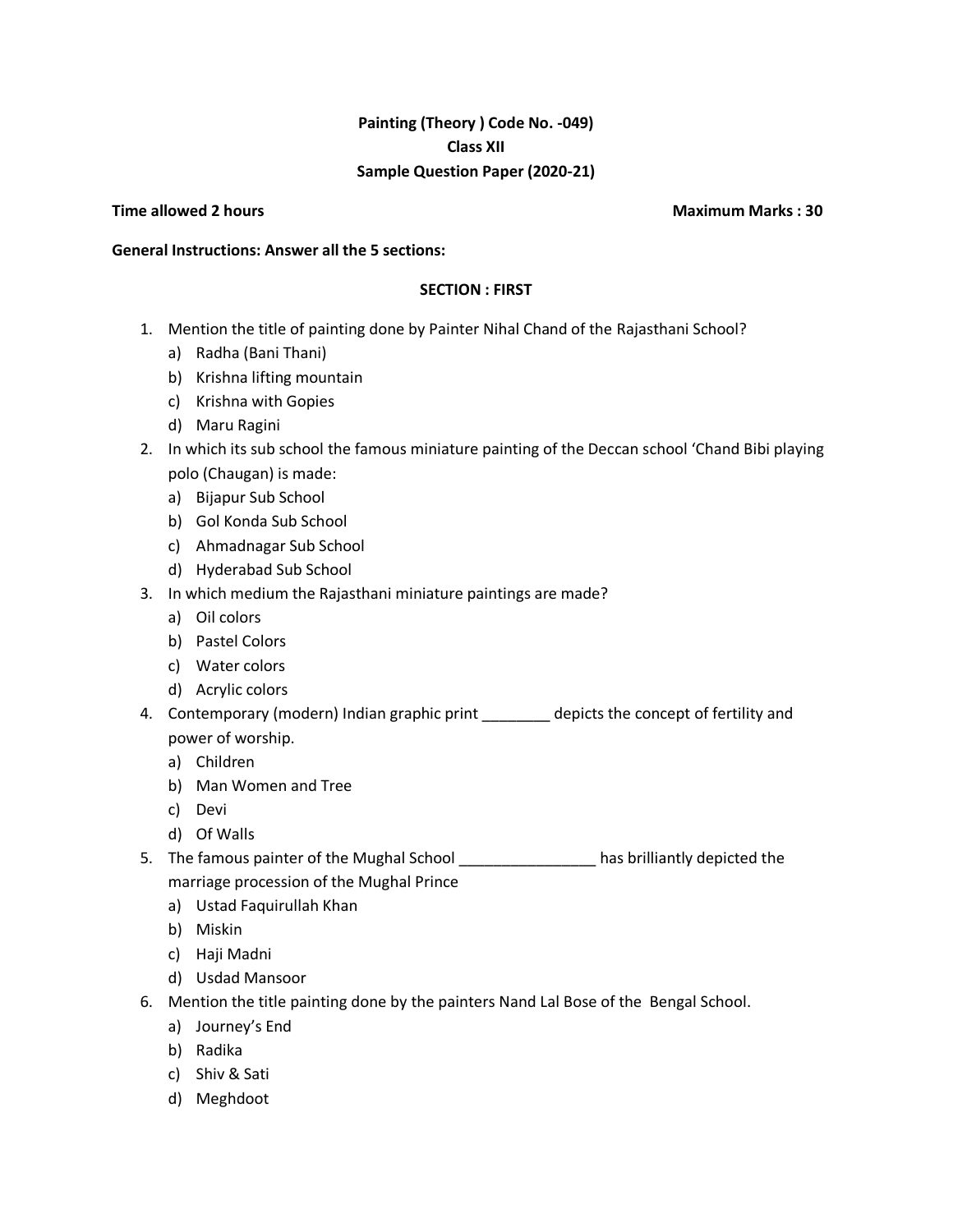**Painting (Theory ) Code No. -049)**
**Class XII**
**Sample Question Paper (2020-21)**

**Time allowed 2 hours** **Maximum Marks : 30**

**General Instructions: Answer all the 5 sections:**

**SECTION : FIRST**

1. Mention the title of painting done by Painter Nihal Chand of the Rajasthani School?
   a) Radha (Bani Thani)
   b) Krishna lifting mountain
   c) Krishna with Gopies
   d) Maru Ragini
2. In which its sub school the famous miniature painting of the Deccan school 'Chand Bibi playing polo (Chaugan) is made:
   a) Bijapur Sub School
   b) Gol Konda Sub School
   c) Ahmadnagar Sub School
   d) Hyderabad Sub School
3. In which medium the Rajasthani miniature paintings are made?
   a) Oil colors
   b) Pastel Colors
   c) Water colors
   d) Acrylic colors
4. Contemporary (modern) Indian graphic print ________ depicts the concept of fertility and power of worship.
   a) Children
   b) Man Women and Tree
   c) Devi
   d) Of Walls
5. The famous painter of the Mughal School ________________ has brilliantly depicted the marriage procession of the Mughal Prince
   a) Ustad Faquirullah Khan
   b) Miskin
   c) Haji Madni
   d) Usdad Mansoor
6. Mention the title painting done by the painters Nand Lal Bose of the Bengal School.
   a) Journey's End
   b) Radika
   c) Shiv & Sati
   d) Meghdoot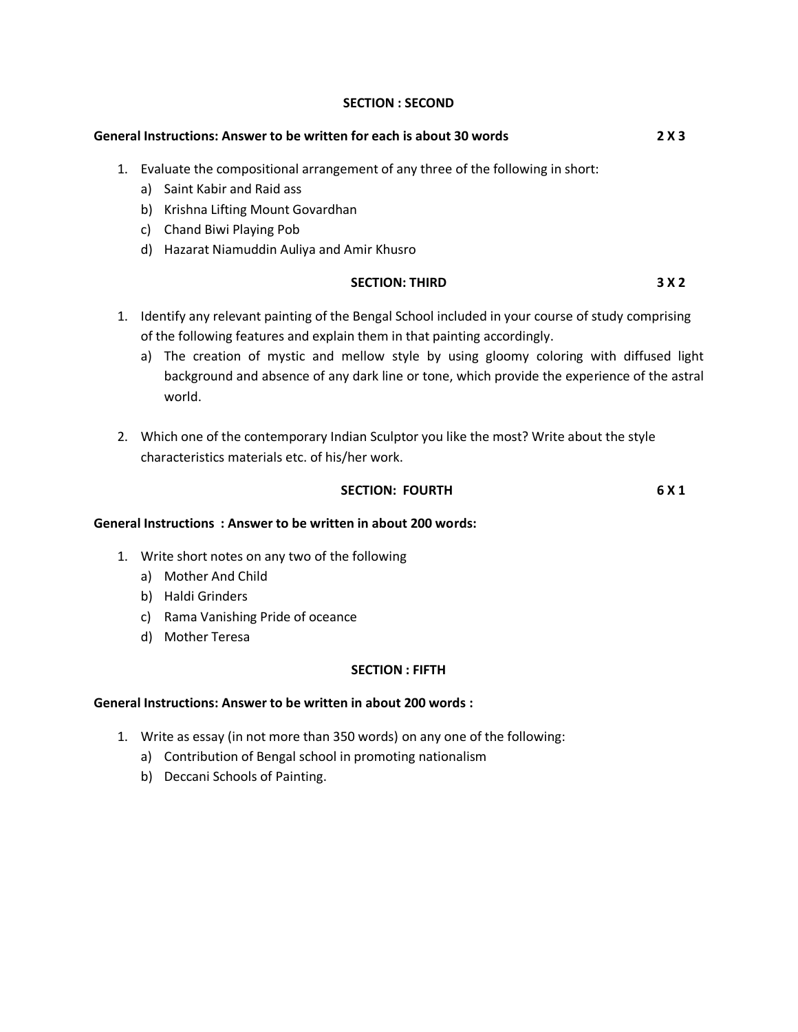## SECTION : SECOND

**General Instructions: Answer to be written for each is about 30 words** **2 X 3**

1. Evaluate the compositional arrangement of any three of the following in short:
   a) Saint Kabir and Raid ass
   b) Krishna Lifting Mount Govardhan
   c) Chand Biwi Playing Pob
   d) Hazarat Niamuddin Auliya and Amir Khusro

## SECTION: THIRD **3 X 2**

1. Identify any relevant painting of the Bengal School included in your course of study comprising of the following features and explain them in that painting accordingly.
   a) The creation of mystic and mellow style by using gloomy coloring with diffused light background and absence of any dark line or tone, which provide the experience of the astral world.

2. Which one of the contemporary Indian Sculptor you like the most? Write about the style characteristics materials etc. of his/her work.

## SECTION: FOURTH **6 X 1**

**General Instructions : Answer to be written in about 200 words:**

1. Write short notes on any two of the following
   a) Mother And Child
   b) Haldi Grinders
   c) Rama Vanishing Pride of oceance
   d) Mother Teresa

## SECTION : FIFTH

**General Instructions: Answer to be written in about 200 words :**

1. Write as essay (in not more than 350 words) on any one of the following:
   a) Contribution of Bengal school in promoting nationalism
   b) Deccani Schools of Painting.